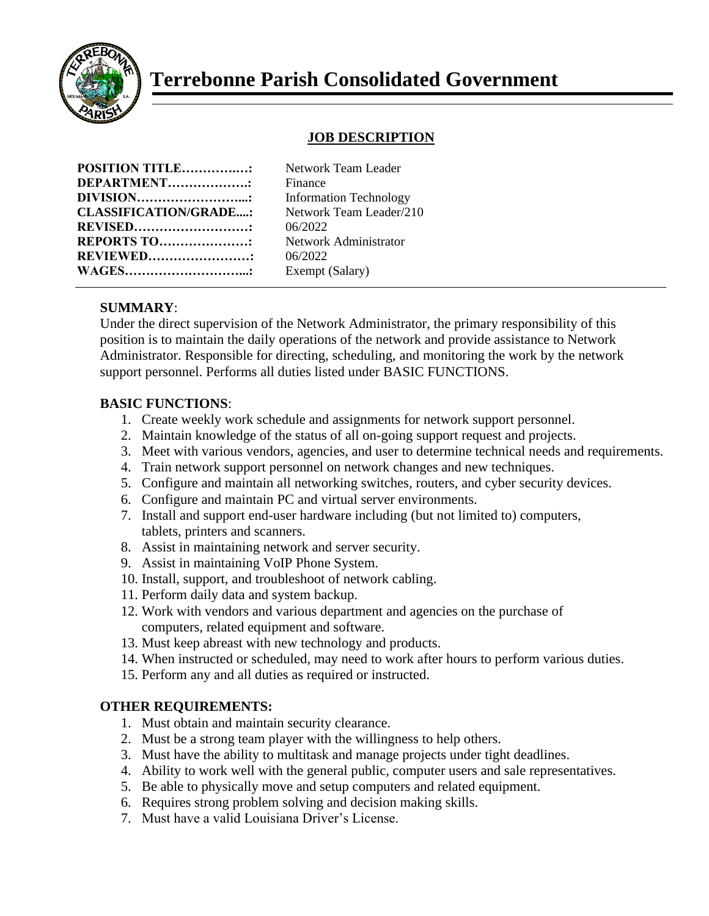# Terrebonne Parish Consolidated Government

## JOB DESCRIPTION

| | |
|---|---|
| **POSITION TITLE…………..…:** | Network Team Leader |
| **DEPARTMENT……………….:** | Finance |
| **DIVISION……………………...:** | Information Technology |
| **CLASSIFICATION/GRADE....:** | Network Team Leader/210 |
| **REVISED………………………:** | 06/2022 |
| **REPORTS TO…………………:** | Network Administrator |
| **REVIEWED……………………:** | 06/2022 |
| **WAGES………………………...:** | Exempt (Salary) |

**SUMMARY**:

Under the direct supervision of the Network Administrator, the primary responsibility of this position is to maintain the daily operations of the network and provide assistance to Network Administrator. Responsible for directing, scheduling, and monitoring the work by the network support personnel. Performs all duties listed under BASIC FUNCTIONS.

**BASIC FUNCTIONS**:

1. Create weekly work schedule and assignments for network support personnel.
2. Maintain knowledge of the status of all on-going support request and projects.
3. Meet with various vendors, agencies, and user to determine technical needs and requirements.
4. Train network support personnel on network changes and new techniques.
5. Configure and maintain all networking switches, routers, and cyber security devices.
6. Configure and maintain PC and virtual server environments.
7. Install and support end-user hardware including (but not limited to) computers, tablets, printers and scanners.
8. Assist in maintaining network and server security.
9. Assist in maintaining VoIP Phone System.
10. Install, support, and troubleshoot of network cabling.
11. Perform daily data and system backup.
12. Work with vendors and various department and agencies on the purchase of computers, related equipment and software.
13. Must keep abreast with new technology and products.
14. When instructed or scheduled, may need to work after hours to perform various duties.
15. Perform any and all duties as required or instructed.

**OTHER REQUIREMENTS:**

1. Must obtain and maintain security clearance.
2. Must be a strong team player with the willingness to help others.
3. Must have the ability to multitask and manage projects under tight deadlines.
4. Ability to work well with the general public, computer users and sale representatives.
5. Be able to physically move and setup computers and related equipment.
6. Requires strong problem solving and decision making skills.
7. Must have a valid Louisiana Driver's License.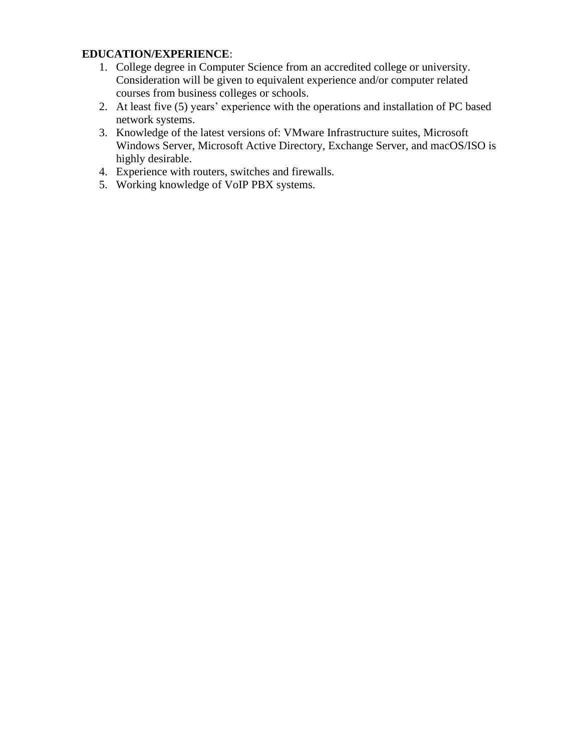**EDUCATION/EXPERIENCE**:

1. College degree in Computer Science from an accredited college or university. Consideration will be given to equivalent experience and/or computer related courses from business colleges or schools.
2. At least five (5) years' experience with the operations and installation of PC based network systems.
3. Knowledge of the latest versions of: VMware Infrastructure suites, Microsoft Windows Server, Microsoft Active Directory, Exchange Server, and macOS/ISO is highly desirable.
4. Experience with routers, switches and firewalls.
5. Working knowledge of VoIP PBX systems.